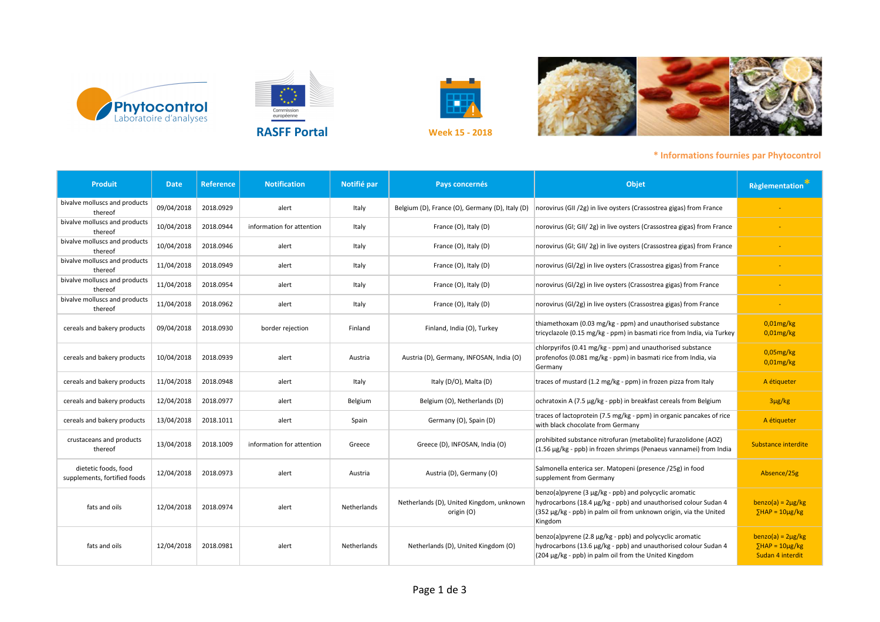Phytocontrol Laboratoire d'analyses

Commission européenne

**RASFF Portal**

**Week 15 - 2018**

\* Informations fournies par Phytocontrol

| Produit | Date | Reference | Notification | Notifié par | Pays concernés | Objet | Règlementation* |
|---|---|---|---|---|---|---|---|
| bivalve molluscs and products thereof | 09/04/2018 | 2018.0929 | alert | Italy | Belgium (D), France (O), Germany (D), Italy (D) | norovirus (GII /2g) in live oysters (Crassostrea gigas) from France | - |
| bivalve molluscs and products thereof | 10/04/2018 | 2018.0944 | information for attention | Italy | France (O), Italy (D) | norovirus (GI; GII/ 2g) in live oysters (Crassostrea gigas) from France | - |
| bivalve molluscs and products thereof | 10/04/2018 | 2018.0946 | alert | Italy | France (O), Italy (D) | norovirus (GI; GII/ 2g) in live oysters (Crassostrea gigas) from France | - |
| bivalve molluscs and products thereof | 11/04/2018 | 2018.0949 | alert | Italy | France (O), Italy (D) | norovirus (GI/2g) in live oysters (Crassostrea gigas) from France | - |
| bivalve molluscs and products thereof | 11/04/2018 | 2018.0954 | alert | Italy | France (O), Italy (D) | norovirus (GI/2g) in live oysters (Crassostrea gigas) from France | - |
| bivalve molluscs and products thereof | 11/04/2018 | 2018.0962 | alert | Italy | France (O), Italy (D) | norovirus (GI/2g) in live oysters (Crassostrea gigas) from France | - |
| cereals and bakery products | 09/04/2018 | 2018.0930 | border rejection | Finland | Finland, India (O), Turkey | thiamethoxam (0.03 mg/kg - ppm) and unauthorised substance tricyclazole (0.15 mg/kg - ppm) in basmati rice from India, via Turkey | 0,01mg/kg<br>0,01mg/kg |
| cereals and bakery products | 10/04/2018 | 2018.0939 | alert | Austria | Austria (D), Germany, INFOSAN, India (O) | chlorpyrifos (0.41 mg/kg - ppm) and unauthorised substance profenofos (0.081 mg/kg - ppm) in basmati rice from India, via Germany | 0,05mg/kg<br>0,01mg/kg |
| cereals and bakery products | 11/04/2018 | 2018.0948 | alert | Italy | Italy (D/O), Malta (D) | traces of mustard (1.2 mg/kg - ppm) in frozen pizza from Italy | A étiqueter |
| cereals and bakery products | 12/04/2018 | 2018.0977 | alert | Belgium | Belgium (O), Netherlands (D) | ochratoxin A (7.5 µg/kg - ppb) in breakfast cereals from Belgium | 3µg/kg |
| cereals and bakery products | 13/04/2018 | 2018.1011 | alert | Spain | Germany (O), Spain (D) | traces of lactoprotein (7.5 mg/kg - ppm) in organic pancakes of rice with black chocolate from Germany | A étiqueter |
| crustaceans and products thereof | 13/04/2018 | 2018.1009 | information for attention | Greece | Greece (D), INFOSAN, India (O) | prohibited substance nitrofuran (metabolite) furazolidone (AOZ) (1.56 µg/kg - ppb) in frozen shrimps (Penaeus vannamei) from India | Substance interdite |
| dietetic foods, food supplements, fortified foods | 12/04/2018 | 2018.0973 | alert | Austria | Austria (D), Germany (O) | Salmonella enterica ser. Matopeni (presence /25g) in food supplement from Germany | Absence/25g |
| fats and oils | 12/04/2018 | 2018.0974 | alert | Netherlands | Netherlands (D), United Kingdom, unknown origin (O) | benzo(a)pyrene (3 µg/kg - ppb) and polycyclic aromatic hydrocarbons (18.4 µg/kg - ppb) and unauthorised colour Sudan 4 (352 µg/kg - ppb) in palm oil from unknown origin, via the United Kingdom | benzo(a) = 2µg/kg<br>∑HAP = 10µg/kg |
| fats and oils | 12/04/2018 | 2018.0981 | alert | Netherlands | Netherlands (D), United Kingdom (O) | benzo(a)pyrene (2.8 µg/kg - ppb) and polycyclic aromatic hydrocarbons (13.6 µg/kg - ppb) and unauthorised colour Sudan 4 (204 µg/kg - ppb) in palm oil from the United Kingdom | benzo(a) = 2µg/kg<br>∑HAP = 10µg/kg<br>Sudan 4 interdit |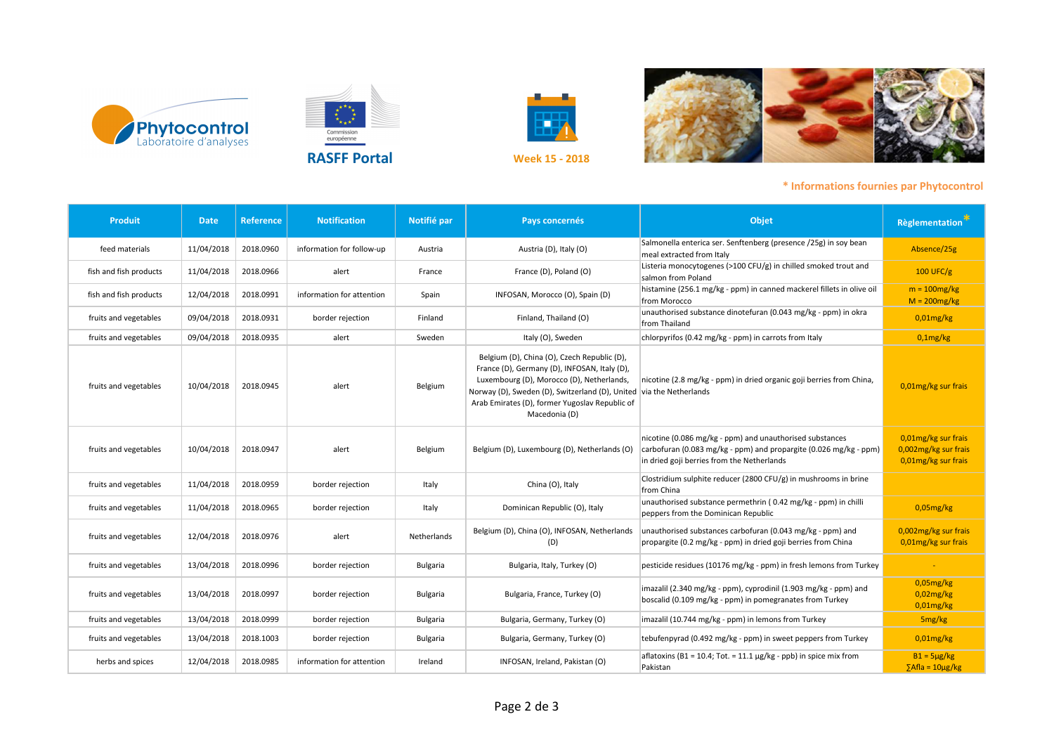Phytocontrol Laboratoire d'analyses

Commission européenne

**RASFF Portal**

**Week 15 - 2018**

\* Informations fournies par Phytocontrol

| Produit | Date | Reference | Notification | Notifié par | Pays concernés | Objet | Règlementation* |
|---|---|---|---|---|---|---|---|
| feed materials | 11/04/2018 | 2018.0960 | information for follow-up | Austria | Austria (D), Italy (O) | Salmonella enterica ser. Senftenberg (presence /25g) in soy bean meal extracted from Italy | Absence/25g |
| fish and fish products | 11/04/2018 | 2018.0966 | alert | France | France (D), Poland (O) | Listeria monocytogenes (>100 CFU/g) in chilled smoked trout and salmon from Poland | 100 UFC/g |
| fish and fish products | 12/04/2018 | 2018.0991 | information for attention | Spain | INFOSAN, Morocco (O), Spain (D) | histamine (256.1 mg/kg - ppm) in canned mackerel fillets in olive oil from Morocco | m = 100mg/kg<br>M = 200mg/kg |
| fruits and vegetables | 09/04/2018 | 2018.0931 | border rejection | Finland | Finland, Thailand (O) | unauthorised substance dinotefuran (0.043 mg/kg - ppm) in okra from Thailand | 0,01mg/kg |
| fruits and vegetables | 09/04/2018 | 2018.0935 | alert | Sweden | Italy (O), Sweden | chlorpyrifos (0.42 mg/kg - ppm) in carrots from Italy | 0,1mg/kg |
| fruits and vegetables | 10/04/2018 | 2018.0945 | alert | Belgium | Belgium (D), China (O), Czech Republic (D), France (D), Germany (D), INFOSAN, Italy (D), Luxembourg (D), Morocco (D), Netherlands, Norway (D), Sweden (D), Switzerland (D), United Arab Emirates (D), former Yugoslav Republic of Macedonia (D) | nicotine (2.8 mg/kg - ppm) in dried organic goji berries from China, via the Netherlands | 0,01mg/kg sur frais |
| fruits and vegetables | 10/04/2018 | 2018.0947 | alert | Belgium | Belgium (D), Luxembourg (D), Netherlands (O) | nicotine (0.086 mg/kg - ppm) and unauthorised substances carbofuran (0.083 mg/kg - ppm) and propargite (0.026 mg/kg - ppm) in dried goji berries from the Netherlands | 0,01mg/kg sur frais<br>0,002mg/kg sur frais<br>0,01mg/kg sur frais |
| fruits and vegetables | 11/04/2018 | 2018.0959 | border rejection | Italy | China (O), Italy | Clostridium sulphite reducer (2800 CFU/g) in mushrooms in brine from China | |
| fruits and vegetables | 11/04/2018 | 2018.0965 | border rejection | Italy | Dominican Republic (O), Italy | unauthorised substance permethrin ( 0.42 mg/kg - ppm) in chilli peppers from the Dominican Republic | 0,05mg/kg |
| fruits and vegetables | 12/04/2018 | 2018.0976 | alert | Netherlands | Belgium (D), China (O), INFOSAN, Netherlands (D) | unauthorised substances carbofuran (0.043 mg/kg - ppm) and propargite (0.2 mg/kg - ppm) in dried goji berries from China | 0,002mg/kg sur frais<br>0,01mg/kg sur frais |
| fruits and vegetables | 13/04/2018 | 2018.0996 | border rejection | Bulgaria | Bulgaria, Italy, Turkey (O) | pesticide residues (10176 mg/kg - ppm) in fresh lemons from Turkey | - |
| fruits and vegetables | 13/04/2018 | 2018.0997 | border rejection | Bulgaria | Bulgaria, France, Turkey (O) | imazalil (2.340 mg/kg - ppm), cyprodinil (1.903 mg/kg - ppm) and boscalid (0.109 mg/kg - ppm) in pomegranates from Turkey | 0,05mg/kg<br>0,02mg/kg<br>0,01mg/kg |
| fruits and vegetables | 13/04/2018 | 2018.0999 | border rejection | Bulgaria | Bulgaria, Germany, Turkey (O) | imazalil (10.744 mg/kg - ppm) in lemons from Turkey | 5mg/kg |
| fruits and vegetables | 13/04/2018 | 2018.1003 | border rejection | Bulgaria | Bulgaria, Germany, Turkey (O) | tebufenpyrad (0.492 mg/kg - ppm) in sweet peppers from Turkey | 0,01mg/kg |
| herbs and spices | 12/04/2018 | 2018.0985 | information for attention | Ireland | INFOSAN, Ireland, Pakistan (O) | aflatoxins (B1 = 10.4; Tot. = 11.1 µg/kg - ppb) in spice mix from Pakistan | B1 = 5µg/kg<br>∑Afla = 10µg/kg |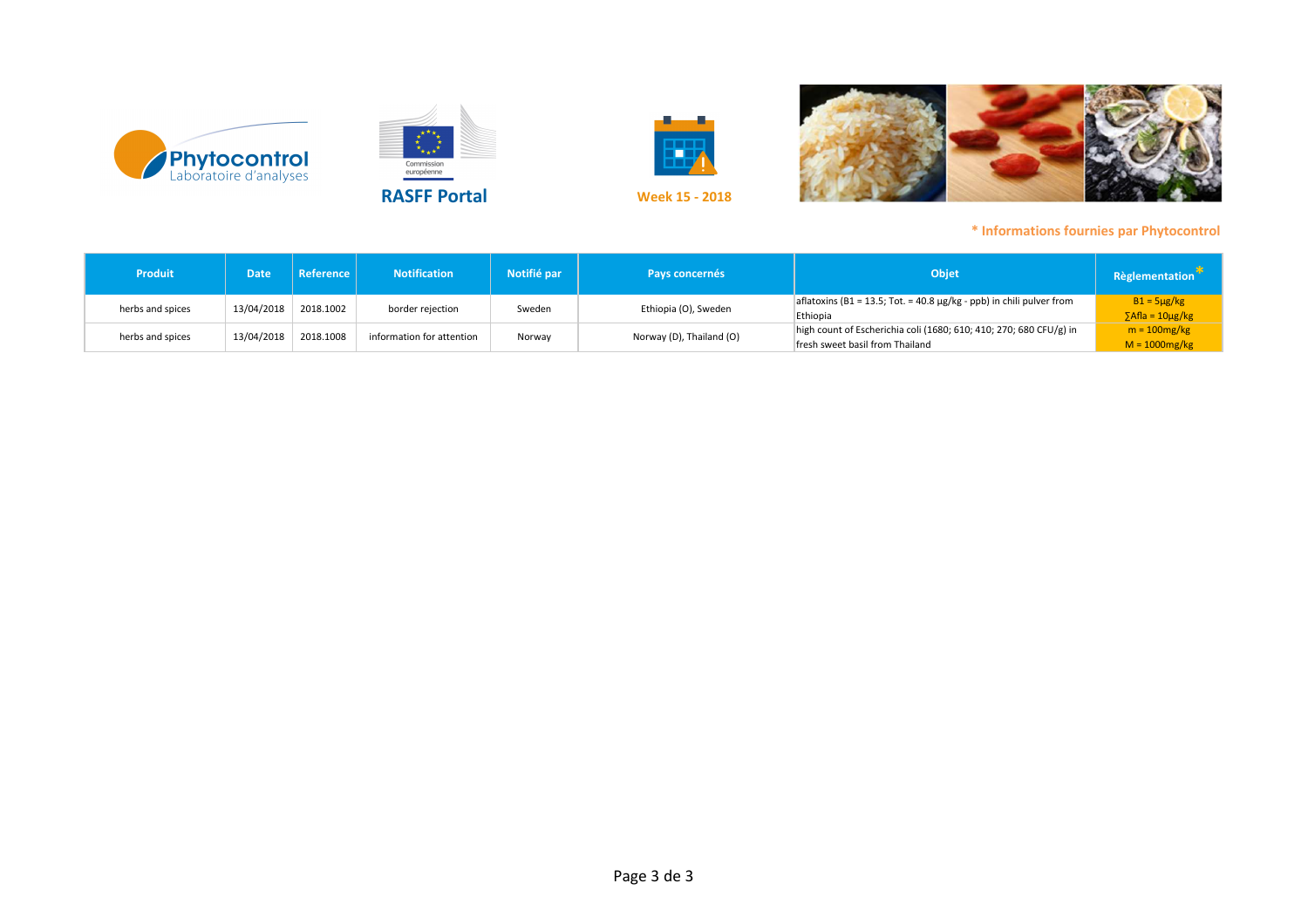RASSF Portal

Week 15 - 2018

* Informations fournies par Phytocontrol

| Produit | Date | Reference | Notification | Notifié par | Pays concernés | Objet | Règlementation* |
|---|---|---|---|---|---|---|---|
| herbs and spices | 13/04/2018 | 2018.1002 | border rejection | Sweden | Ethiopia (O), Sweden | aflatoxins (B1 = 13.5; Tot. = 40.8 µg/kg - ppb) in chili pulver from Ethiopia | B1 = 5µg/kg ∑Afla = 10µg/kg |
| herbs and spices | 13/04/2018 | 2018.1008 | information for attention | Norway | Norway (D), Thailand (O) | high count of Escherichia coli (1680; 610; 410; 270; 680 CFU/g) in fresh sweet basil from Thailand | m = 100mg/kg M = 1000mg/kg |